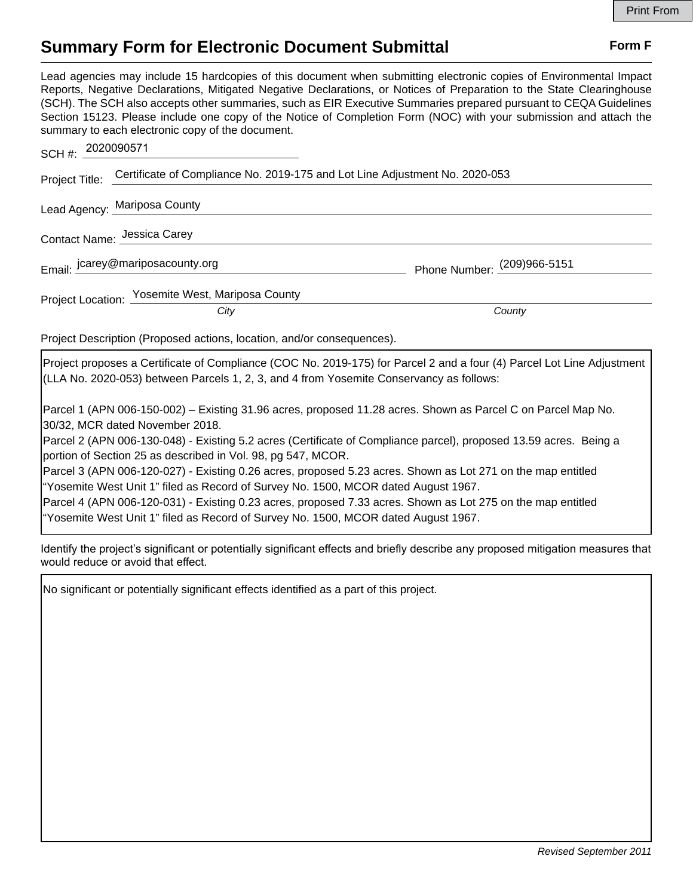# Summary Form for Electronic Document Submittal

**Form F**

Lead agencies may include 15 hardcopies of this document when submitting electronic copies of Environmental Impact Reports, Negative Declarations, Mitigated Negative Declarations, or Notices of Preparation to the State Clearinghouse (SCH). The SCH also accepts other summaries, such as EIR Executive Summaries prepared pursuant to CEQA Guidelines Section 15123. Please include one copy of the Notice of Completion Form (NOC) with your submission and attach the summary to each electronic copy of the document.

SCH #: 2020090571

Project Title: Certificate of Compliance No. 2019-175 and Lot Line Adjustment No. 2020-053

Lead Agency: Mariposa County

Contact Name: Jessica Carey

Email: jcarey@mariposacounty.org  Phone Number: (209)966-5151

Project Location: Yosemite West, Mariposa County
*City* *County*

Project Description (Proposed actions, location, and/or consequences).

Project proposes a Certificate of Compliance (COC No. 2019-175) for Parcel 2 and a four (4) Parcel Lot Line Adjustment (LLA No. 2020-053) between Parcels 1, 2, 3, and 4 from Yosemite Conservancy as follows:

Parcel 1 (APN 006-150-002) – Existing 31.96 acres, proposed 11.28 acres. Shown as Parcel C on Parcel Map No. 30/32, MCR dated November 2018.
Parcel 2 (APN 006-130-048) - Existing 5.2 acres (Certificate of Compliance parcel), proposed 13.59 acres. Being a portion of Section 25 as described in Vol. 98, pg 547, MCOR.
Parcel 3 (APN 006-120-027) - Existing 0.26 acres, proposed 5.23 acres. Shown as Lot 271 on the map entitled "Yosemite West Unit 1" filed as Record of Survey No. 1500, MCOR dated August 1967.
Parcel 4 (APN 006-120-031) - Existing 0.23 acres, proposed 7.33 acres. Shown as Lot 275 on the map entitled "Yosemite West Unit 1" filed as Record of Survey No. 1500, MCOR dated August 1967.

Identify the project's significant or potentially significant effects and briefly describe any proposed mitigation measures that would reduce or avoid that effect.

No significant or potentially significant effects identified as a part of this project.

*Revised September 2011*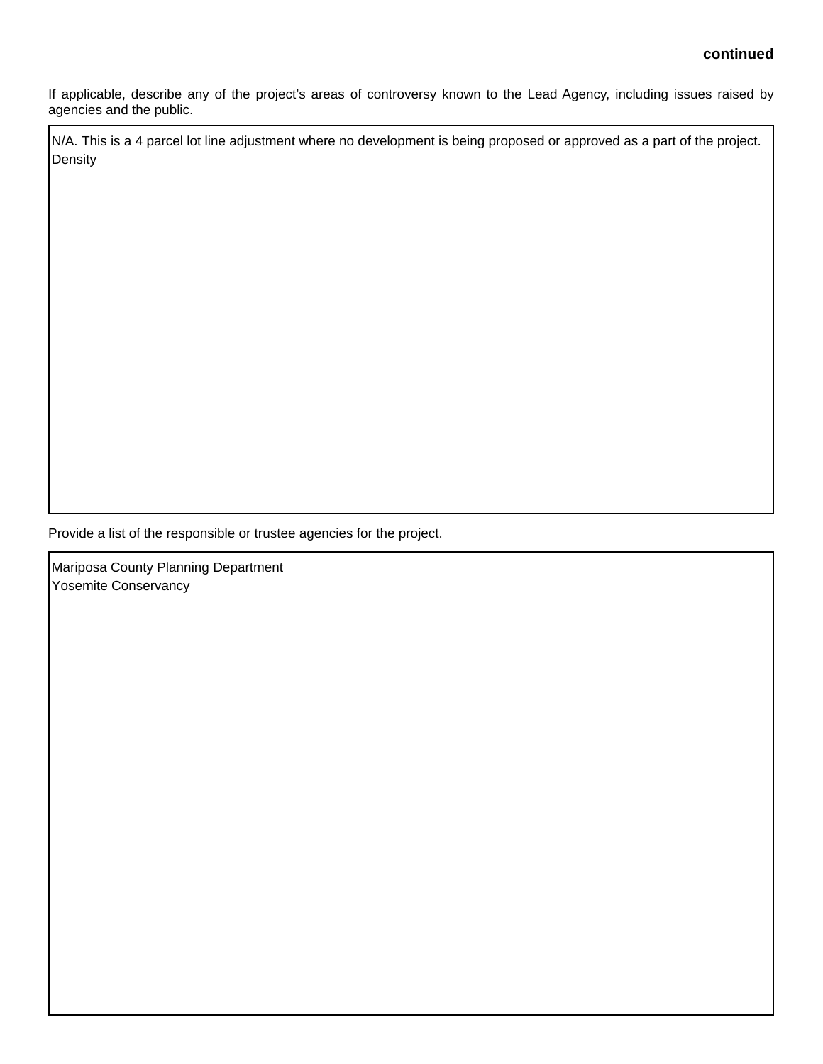**continued**

If applicable, describe any of the project's areas of controversy known to the Lead Agency, including issues raised by agencies and the public.

N/A. This is a 4 parcel lot line adjustment where no development is being proposed or approved as a part of the project.
Density

Provide a list of the responsible or trustee agencies for the project.

Mariposa County Planning Department
Yosemite Conservancy